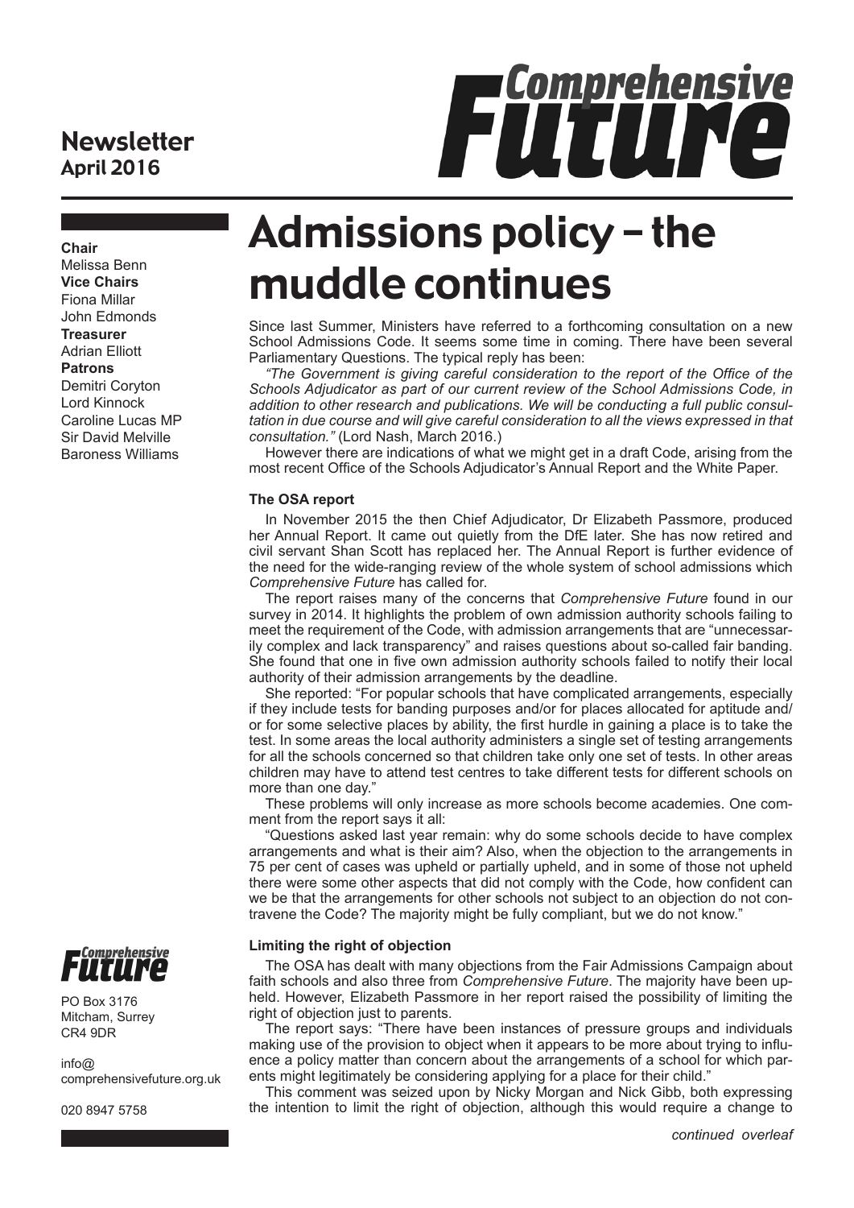# Newsletter
## April 2016

**Comprehensive Future**

**Chair**
Melissa Benn
**Vice Chairs**
Fiona Millar
John Edmonds
**Treasurer**
Adrian Elliott
**Patrons**
Demitri Coryton
Lord Kinnock
Caroline Lucas MP
Sir David Melville
Baroness Williams

# Admissions policy – the muddle continues

Since last Summer, Ministers have referred to a forthcoming consultation on a new School Admissions Code. It seems some time in coming. There have been several Parliamentary Questions. The typical reply has been:

*"The Government is giving careful consideration to the report of the Office of the Schools Adjudicator as part of our current review of the School Admissions Code, in addition to other research and publications. We will be conducting a full public consultation in due course and will give careful consideration to all the views expressed in that consultation."* (Lord Nash, March 2016.)

However there are indications of what we might get in a draft Code, arising from the most recent Office of the Schools Adjudicator's Annual Report and the White Paper.

### The OSA report

In November 2015 the then Chief Adjudicator, Dr Elizabeth Passmore, produced her Annual Report. It came out quietly from the DfE later. She has now retired and civil servant Shan Scott has replaced her. The Annual Report is further evidence of the need for the wide-ranging review of the whole system of school admissions which *Comprehensive Future* has called for.

The report raises many of the concerns that *Comprehensive Future* found in our survey in 2014. It highlights the problem of own admission authority schools failing to meet the requirement of the Code, with admission arrangements that are "unnecessarily complex and lack transparency" and raises questions about so-called fair banding. She found that one in five own admission authority schools failed to notify their local authority of their admission arrangements by the deadline.

She reported: "For popular schools that have complicated arrangements, especially if they include tests for banding purposes and/or for places allocated for aptitude and/or for some selective places by ability, the first hurdle in gaining a place is to take the test. In some areas the local authority administers a single set of testing arrangements for all the schools concerned so that children take only one set of tests. In other areas children may have to attend test centres to take different tests for different schools on more than one day."

These problems will only increase as more schools become academies. One comment from the report says it all:

"Questions asked last year remain: why do some schools decide to have complex arrangements and what is their aim? Also, when the objection to the arrangements in 75 per cent of cases was upheld or partially upheld, and in some of those not upheld there were some other aspects that did not comply with the Code, how confident can we be that the arrangements for other schools not subject to an objection do not contravene the Code? The majority might be fully compliant, but we do not know."

### Limiting the right of objection

The OSA has dealt with many objections from the Fair Admissions Campaign about faith schools and also three from *Comprehensive Future*. The majority have been upheld. However, Elizabeth Passmore in her report raised the possibility of limiting the right of objection just to parents.

The report says: "There have been instances of pressure groups and individuals making use of the provision to object when it appears to be more about trying to influence a policy matter than concern about the arrangements of a school for which parents might legitimately be considering applying for a place for their child."

This comment was seized upon by Nicky Morgan and Nick Gibb, both expressing the intention to limit the right of objection, although this would require a change to

*continued overleaf*

**Comprehensive Future**

PO Box 3176
Mitcham, Surrey
CR4 9DR

info@comprehensivefuture.org.uk

020 8947 5758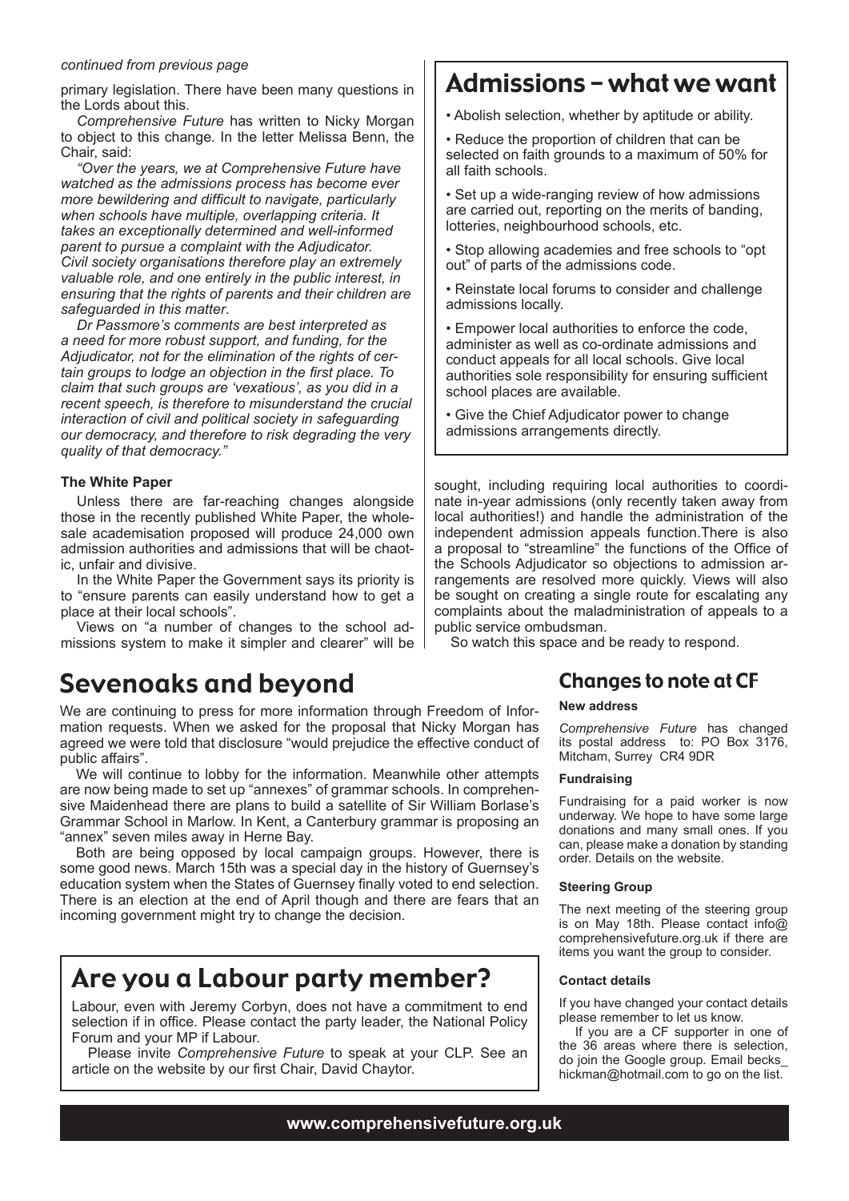*continued from previous page*

primary legislation. There have been many questions in the Lords about this.

*Comprehensive Future* has written to Nicky Morgan to object to this change. In the letter Melissa Benn, the Chair, said:

*"Over the years, we at Comprehensive Future have watched as the admissions process has become ever more bewildering and difficult to navigate, particularly when schools have multiple, overlapping criteria. It takes an exceptionally determined and well-informed parent to pursue a complaint with the Adjudicator. Civil society organisations therefore play an extremely valuable role, and one entirely in the public interest, in ensuring that the rights of parents and their children are safeguarded in this matter.*

*Dr Passmore's comments are best interpreted as a need for more robust support, and funding, for the Adjudicator, not for the elimination of the rights of certain groups to lodge an objection in the first place. To claim that such groups are 'vexatious', as you did in a recent speech, is therefore to misunderstand the crucial interaction of civil and political society in safeguarding our democracy, and therefore to risk degrading the very quality of that democracy."*

**The White Paper**

Unless there are far-reaching changes alongside those in the recently published White Paper, the wholesale academisation proposed will produce 24,000 own admission authorities and admissions that will be chaotic, unfair and divisive.

In the White Paper the Government says its priority is to "ensure parents can easily understand how to get a place at their local schools".

Views on "a number of changes to the school admissions system to make it simpler and clearer" will be sought, including requiring local authorities to coordinate in-year admissions (only recently taken away from local authorities!) and handle the administration of the independent admission appeals function.There is also a proposal to "streamline" the functions of the Office of the Schools Adjudicator so objections to admission arrangements are resolved more quickly. Views will also be sought on creating a single route for escalating any complaints about the maladministration of appeals to a public service ombudsman.

So watch this space and be ready to respond.

## Admissions – what we want

- Abolish selection, whether by aptitude or ability.
- Reduce the proportion of children that can be selected on faith grounds to a maximum of 50% for all faith schools.
- Set up a wide-ranging review of how admissions are carried out, reporting on the merits of banding, lotteries, neighbourhood schools, etc.
- Stop allowing academies and free schools to "opt out" of parts of the admissions code.
- Reinstate local forums to consider and challenge admissions locally.
- Empower local authorities to enforce the code, administer as well as co-ordinate admissions and conduct appeals for all local schools. Give local authorities sole responsibility for ensuring sufficient school places are available.
- Give the Chief Adjudicator power to change admissions arrangements directly.

## Sevenoaks and beyond

We are continuing to press for more information through Freedom of Information requests. When we asked for the proposal that Nicky Morgan has agreed we were told that disclosure "would prejudice the effective conduct of public affairs".

We will continue to lobby for the information. Meanwhile other attempts are now being made to set up "annexes" of grammar schools. In comprehensive Maidenhead there are plans to build a satellite of Sir William Borlase's Grammar School in Marlow. In Kent, a Canterbury grammar is proposing an "annex" seven miles away in Herne Bay.

Both are being opposed by local campaign groups. However, there is some good news. March 15th was a special day in the history of Guernsey's education system when the States of Guernsey finally voted to end selection. There is an election at the end of April though and there are fears that an incoming government might try to change the decision.

## Are you a Labour party member?

Labour, even with Jeremy Corbyn, does not have a commitment to end selection if in office. Please contact the party leader, the National Policy Forum and your MP if Labour.

Please invite *Comprehensive Future* to speak at your CLP. See an article on the website by our first Chair, David Chaytor.

## Changes to note at CF

**New address**

*Comprehensive Future* has changed its postal address to: PO Box 3176, Mitcham, Surrey CR4 9DR

**Fundraising**

Fundraising for a paid worker is now underway. We hope to have some large donations and many small ones. If you can, please make a donation by standing order. Details on the website.

**Steering Group**

The next meeting of the steering group is on May 18th. Please contact info@comprehensivefuture.org.uk if there are items you want the group to consider.

**Contact details**

If you have changed your contact details please remember to let us know.

If you are a CF supporter in one of the 36 areas where there is selection, do join the Google group. Email becks_hickman@hotmail.com to go on the list.

**www.comprehensivefuture.org.uk**